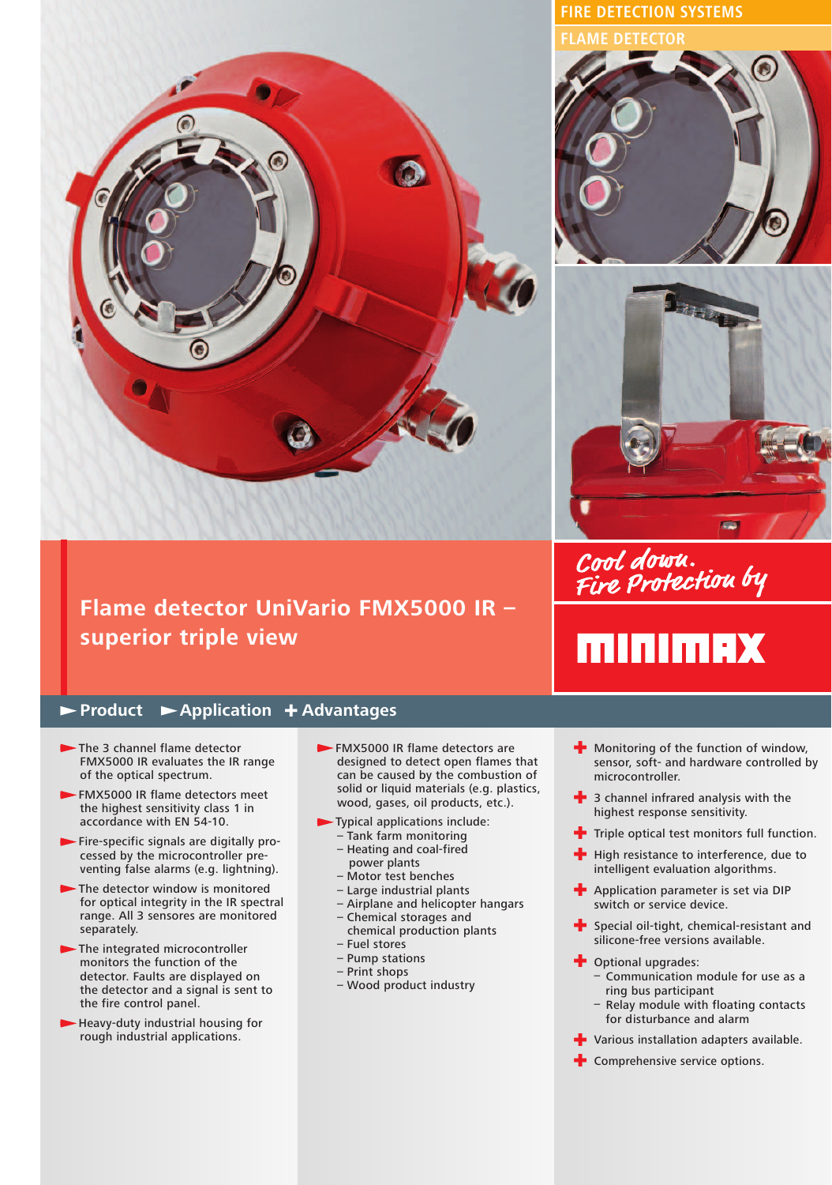FIRE DETECTION SYSTEMS

FLAME DETECTOR

# Flame detector UniVario FMX5000 IR – superior triple view

Cool down. Fire Protection by

MINIMAX

## ► Product

- The 3 channel flame detector FMX5000 IR evaluates the IR range of the optical spectrum.
- FMX5000 IR flame detectors meet the highest sensitivity class 1 in accordance with EN 54-10.
- Fire-specific signals are digitally processed by the microcontroller preventing false alarms (e.g. lightning).
- The detector window is monitored for optical integrity in the IR spectral range. All 3 sensors are monitored separately.
- The integrated microcontroller monitors the function of the detector. Faults are displayed on the detector and a signal is sent to the fire control panel.
- Heavy-duty industrial housing for rough industrial applications.

## ► Application

- FMX5000 IR flame detectors are designed to detect open flames that can be caused by the combustion of solid or liquid materials (e.g. plastics, wood, gases, oil products, etc.).
- Typical applications include:
  - Tank farm monitoring
  - Heating and coal-fired power plants
  - Motor test benches
  - Large industrial plants
  - Airplane and helicopter hangars
  - Chemical storages and chemical production plants
  - Fuel stores
  - Pump stations
  - Print shops
  - Wood product industry

## + Advantages

- Monitoring of the function of window, sensor, soft- and hardware controlled by microcontroller.
- 3 channel infrared analysis with the highest response sensitivity.
- Triple optical test monitors full function.
- High resistance to interference, due to intelligent evaluation algorithms.
- Application parameter is set via DIP switch or service device.
- Special oil-tight, chemical-resistant and silicone-free versions available.
- Optional upgrades:
  - Communication module for use as a ring bus participant
  - Relay module with floating contacts for disturbance and alarm
- Various installation adapters available.
- Comprehensive service options.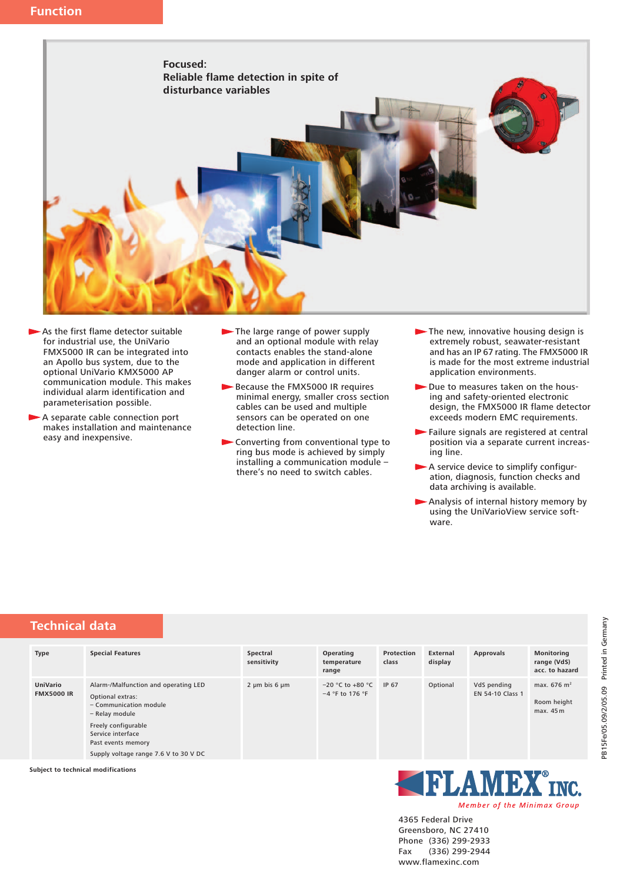## Function

**Focused:
Reliable flame detection in spite of disturbance variables**

- As the first flame detector suitable for industrial use, the UniVario FMX5000 IR can be integrated into an Apollo bus system, due to the optional UniVario KMX5000 AP communication module. This makes individual alarm identification and parameterisation possible.
- A separate cable connection port makes installation and maintenance easy and inexpensive.
- The large range of power supply and an optional module with relay contacts enables the stand-alone mode and application in different danger alarm or control units.
- Because the FMX5000 IR requires minimal energy, smaller cross section cables can be used and multiple sensors can be operated on one detection line.
- Converting from conventional type to ring bus mode is achieved by simply installing a communication module – there's no need to switch cables.
- The new, innovative housing design is extremely robust, seawater-resistant and has an IP 67 rating. The FMX5000 IR is made for the most extreme industrial application environments.
- Due to measures taken on the housing and safety-oriented electronic design, the FMX5000 IR flame detector exceeds modern EMC requirements.
- Failure signals are registered at central position via a separate current increasing line.
- A service device to simplify configuration, diagnosis, function checks and data archiving is available.
- Analysis of internal history memory by using the UniVarioView service software.

## Technical data

| Type | Special Features | Spectral sensitivity | Operating temperature range | Protection class | External display | Approvals | Monitoring range (VdS) acc. to hazard |
|---|---|---|---|---|---|---|---|
| **UniVario FMX5000 IR** | Alarm-/Malfunction and operating LED<br>Optional extras:<br>– Communication module<br>– Relay module<br>Freely configurable<br>Service interface<br>Past events memory<br>Supply voltage range 7.6 V to 30 V DC | 2 µm bis 6 µm | −20 °C to +80 °C<br>−4 °F to 176 °F | IP 67 | Optional | VdS pending<br>EN 54-10 Class 1 | max. 676 m²<br>Room height max. 45 m |

**Subject to technical modifications**

PB15Fe/05.09/2/05.09 Printed in Germany

**FLAMEX® INC.**
*Member of the Minimax Group*

4365 Federal Drive
Greensboro, NC 27410
Phone (336) 299-2933
Fax (336) 299-2944
www.flamexinc.com